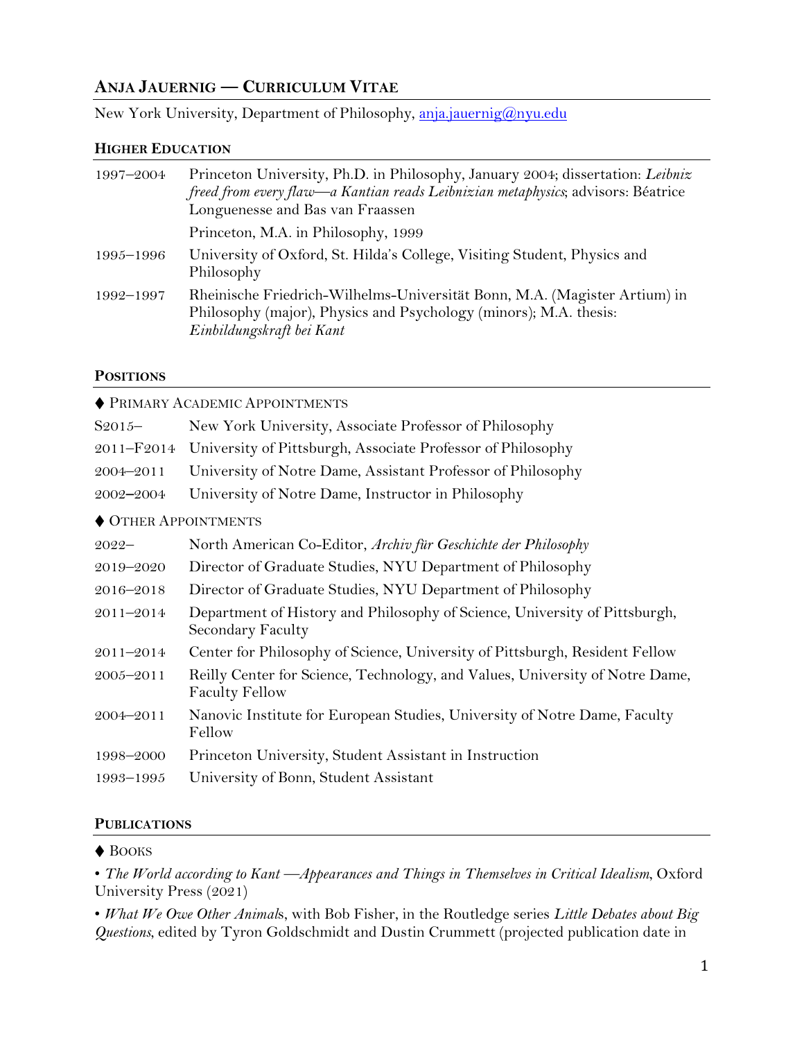# Anja Jauernig — Curriculum Vitae

New York University, Department of Philosophy, anja.jauernig@nyu.edu

## Higher Education

| | |
|---|---|
| 1997–2004 | Princeton University, Ph.D. in Philosophy, January 2004; dissertation: *Leibniz freed from every flaw—a Kantian reads Leibnizian metaphysics*; advisors: Béatrice Longuenesse and Bas van Fraassen |
| | Princeton, M.A. in Philosophy, 1999 |
| 1995–1996 | University of Oxford, St. Hilda's College, Visiting Student, Physics and Philosophy |
| 1992–1997 | Rheinische Friedrich-Wilhelms-Universität Bonn, M.A. (Magister Artium) in Philosophy (major), Physics and Psychology (minors); M.A. thesis: *Einbildungskraft bei Kant* |

## Positions

### ♦ Primary Academic Appointments

| | |
|---|---|
| S2015– | New York University, Associate Professor of Philosophy |
| 2011–F2014 | University of Pittsburgh, Associate Professor of Philosophy |
| 2004–2011 | University of Notre Dame, Assistant Professor of Philosophy |
| 2002–2004 | University of Notre Dame, Instructor in Philosophy |

### ♦ Other Appointments

| | |
|---|---|
| 2022– | North American Co-Editor, *Archiv für Geschichte der Philosophy* |
| 2019–2020 | Director of Graduate Studies, NYU Department of Philosophy |
| 2016–2018 | Director of Graduate Studies, NYU Department of Philosophy |
| 2011–2014 | Department of History and Philosophy of Science, University of Pittsburgh, Secondary Faculty |
| 2011–2014 | Center for Philosophy of Science, University of Pittsburgh, Resident Fellow |
| 2005–2011 | Reilly Center for Science, Technology, and Values, University of Notre Dame, Faculty Fellow |
| 2004–2011 | Nanovic Institute for European Studies, University of Notre Dame, Faculty Fellow |
| 1998–2000 | Princeton University, Student Assistant in Instruction |
| 1993–1995 | University of Bonn, Student Assistant |

## Publications

### ♦ Books

• *The World according to Kant —Appearances and Things in Themselves in Critical Idealism*, Oxford University Press (2021)

• *What We Owe Other Animals*, with Bob Fisher, in the Routledge series *Little Debates about Big Questions*, edited by Tyron Goldschmidt and Dustin Crummett (projected publication date in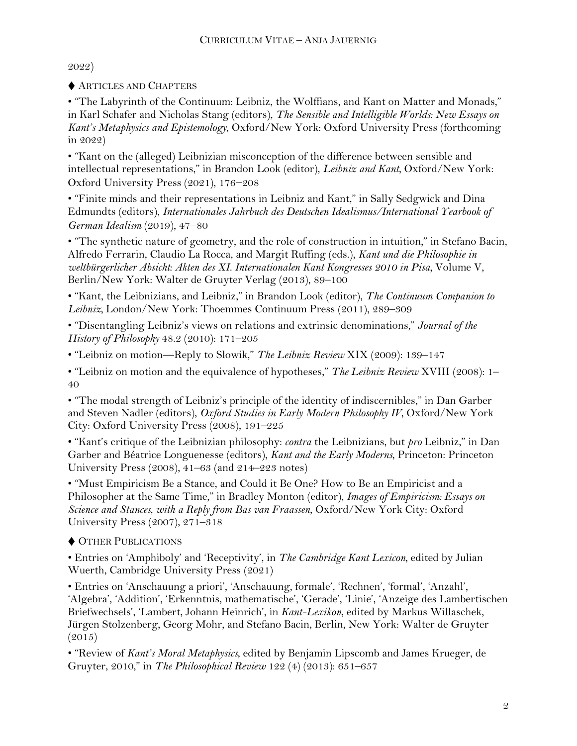2022)

### ♦ Articles and Chapters

• "The Labyrinth of the Continuum: Leibniz, the Wolffians, and Kant on Matter and Monads," in Karl Schafer and Nicholas Stang (editors), *The Sensible and Intelligible Worlds: New Essays on Kant's Metaphysics and Epistemology*, Oxford/New York: Oxford University Press (forthcoming in 2022)

• "Kant on the (alleged) Leibnizian misconception of the difference between sensible and intellectual representations," in Brandon Look (editor), *Leibniz and Kant*, Oxford/New York: Oxford University Press (2021), 176–208

• "Finite minds and their representations in Leibniz and Kant," in Sally Sedgwick and Dina Edmundts (editors), *Internationales Jahrbuch des Deutschen Idealismus/International Yearbook of German Idealism* (2019), 47–80

• "The synthetic nature of geometry, and the role of construction in intuition," in Stefano Bacin, Alfredo Ferrarin, Claudio La Rocca, and Margit Ruffing (eds.), *Kant und die Philosophie in weltbürgerlicher Absicht: Akten des XI. Internationalen Kant Kongresses 2010 in Pisa*, Volume V, Berlin/New York: Walter de Gruyter Verlag (2013), 89–100

• "Kant, the Leibnizians, and Leibniz," in Brandon Look (editor), *The Continuum Companion to Leibniz*, London/New York: Thoemmes Continuum Press (2011), 289–309

• "Disentangling Leibniz's views on relations and extrinsic denominations," *Journal of the History of Philosophy* 48.2 (2010): 171–205

• "Leibniz on motion—Reply to Slowik," *The Leibniz Review* XIX (2009): 139–147

• "Leibniz on motion and the equivalence of hypotheses," *The Leibniz Review* XVIII (2008): 1–40

• "The modal strength of Leibniz's principle of the identity of indiscernibles," in Dan Garber and Steven Nadler (editors), *Oxford Studies in Early Modern Philosophy IV*, Oxford/New York City: Oxford University Press (2008), 191–225

• "Kant's critique of the Leibnizian philosophy: *contra* the Leibnizians, but *pro* Leibniz," in Dan Garber and Béatrice Longuenesse (editors), *Kant and the Early Moderns*, Princeton: Princeton University Press (2008), 41–63 (and 214–223 notes)

• "Must Empiricism Be a Stance, and Could it Be One? How to Be an Empiricist and a Philosopher at the Same Time," in Bradley Monton (editor), *Images of Empiricism: Essays on Science and Stances, with a Reply from Bas van Fraassen*, Oxford/New York City: Oxford University Press (2007), 271–318

### ♦ Other Publications

• Entries on 'Amphiboly' and 'Receptivity', in *The Cambridge Kant Lexicon*, edited by Julian Wuerth, Cambridge University Press (2021)

• Entries on 'Anschauung a priori', 'Anschauung, formale', 'Rechnen', 'formal', 'Anzahl', 'Algebra', 'Addition', 'Erkenntnis, mathematische', 'Gerade', 'Linie', 'Anzeige des Lambertischen Briefwechsels', 'Lambert, Johann Heinrich', in *Kant-Lexikon*, edited by Markus Willaschek, Jürgen Stolzenberg, Georg Mohr, and Stefano Bacin, Berlin, New York: Walter de Gruyter (2015)

• "Review of *Kant's Moral Metaphysics*, edited by Benjamin Lipscomb and James Krueger, de Gruyter, 2010," in *The Philosophical Review* 122 (4) (2013): 651–657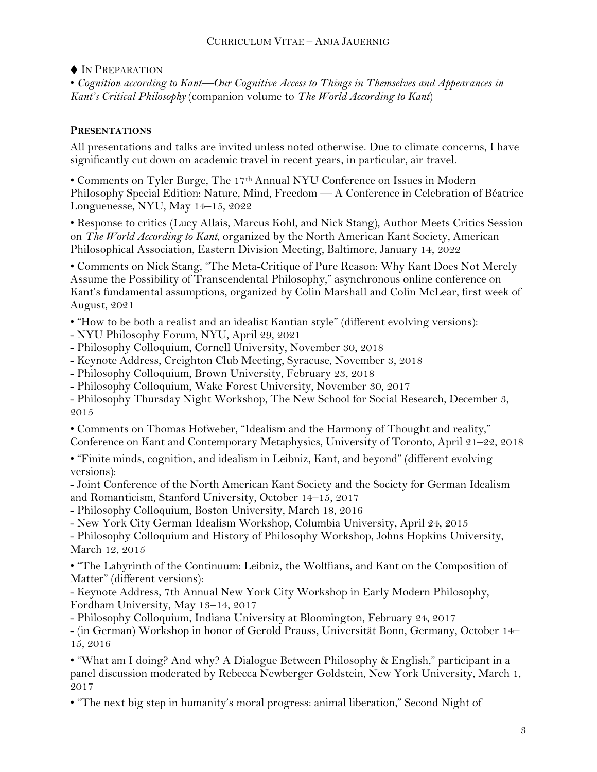♦ IN PREPARATION

• *Cognition according to Kant—Our Cognitive Access to Things in Themselves and Appearances in Kant's Critical Philosophy* (companion volume to *The World According to Kant*)

## PRESENTATIONS

All presentations and talks are invited unless noted otherwise. Due to climate concerns, I have significantly cut down on academic travel in recent years, in particular, air travel.

• Comments on Tyler Burge, The 17th Annual NYU Conference on Issues in Modern Philosophy Special Edition: Nature, Mind, Freedom — A Conference in Celebration of Béatrice Longuenesse, NYU, May 14–15, 2022

• Response to critics (Lucy Allais, Marcus Kohl, and Nick Stang), Author Meets Critics Session on *The World According to Kant*, organized by the North American Kant Society, American Philosophical Association, Eastern Division Meeting, Baltimore, January 14, 2022

• Comments on Nick Stang, "The Meta-Critique of Pure Reason: Why Kant Does Not Merely Assume the Possibility of Transcendental Philosophy," asynchronous online conference on Kant's fundamental assumptions, organized by Colin Marshall and Colin McLear, first week of August, 2021

• "How to be both a realist and an idealist Kantian style" (different evolving versions):
- NYU Philosophy Forum, NYU, April 29, 2021
- Philosophy Colloquium, Cornell University, November 30, 2018
- Keynote Address, Creighton Club Meeting, Syracuse, November 3, 2018
- Philosophy Colloquium, Brown University, February 23, 2018
- Philosophy Colloquium, Wake Forest University, November 30, 2017
- Philosophy Thursday Night Workshop, The New School for Social Research, December 3, 2015

• Comments on Thomas Hofweber, "Idealism and the Harmony of Thought and reality," Conference on Kant and Contemporary Metaphysics, University of Toronto, April 21–22, 2018

• "Finite minds, cognition, and idealism in Leibniz, Kant, and beyond" (different evolving versions):
- Joint Conference of the North American Kant Society and the Society for German Idealism and Romanticism, Stanford University, October 14–15, 2017
- Philosophy Colloquium, Boston University, March 18, 2016
- New York City German Idealism Workshop, Columbia University, April 24, 2015
- Philosophy Colloquium and History of Philosophy Workshop, Johns Hopkins University, March 12, 2015

• "The Labyrinth of the Continuum: Leibniz, the Wolffians, and Kant on the Composition of Matter" (different versions):
- Keynote Address, 7th Annual New York City Workshop in Early Modern Philosophy, Fordham University, May 13–14, 2017
- Philosophy Colloquium, Indiana University at Bloomington, February 24, 2017
- (in German) Workshop in honor of Gerold Prauss, Universität Bonn, Germany, October 14–15, 2016

• "What am I doing? And why? A Dialogue Between Philosophy & English," participant in a panel discussion moderated by Rebecca Newberger Goldstein, New York University, March 1, 2017

• "The next big step in humanity's moral progress: animal liberation," Second Night of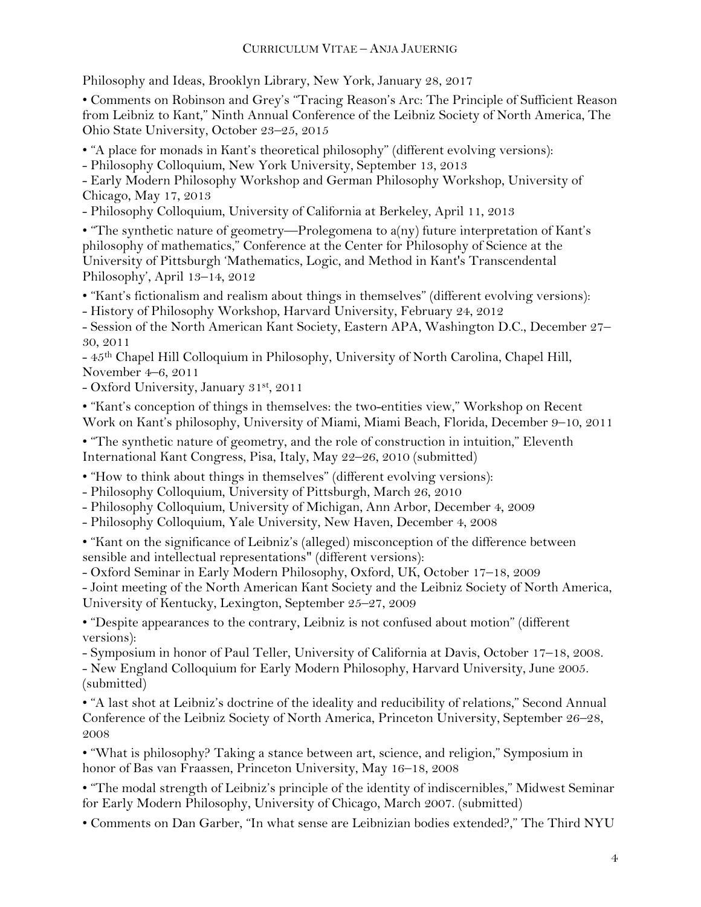Philosophy and Ideas, Brooklyn Library, New York, January 28, 2017

• Comments on Robinson and Grey's "Tracing Reason's Arc: The Principle of Sufficient Reason from Leibniz to Kant," Ninth Annual Conference of the Leibniz Society of North America, The Ohio State University, October 23–25, 2015

• "A place for monads in Kant's theoretical philosophy" (different evolving versions):
- Philosophy Colloquium, New York University, September 13, 2013
- Early Modern Philosophy Workshop and German Philosophy Workshop, University of Chicago, May 17, 2013
- Philosophy Colloquium, University of California at Berkeley, April 11, 2013

• "The synthetic nature of geometry—Prolegomena to a(ny) future interpretation of Kant's philosophy of mathematics," Conference at the Center for Philosophy of Science at the University of Pittsburgh 'Mathematics, Logic, and Method in Kant's Transcendental Philosophy', April 13–14, 2012

• "Kant's fictionalism and realism about things in themselves" (different evolving versions):
- History of Philosophy Workshop, Harvard University, February 24, 2012
- Session of the North American Kant Society, Eastern APA, Washington D.C., December 27–30, 2011
- 45th Chapel Hill Colloquium in Philosophy, University of North Carolina, Chapel Hill, November 4–6, 2011
- Oxford University, January 31st, 2011

• "Kant's conception of things in themselves: the two-entities view," Workshop on Recent Work on Kant's philosophy, University of Miami, Miami Beach, Florida, December 9–10, 2011

• "The synthetic nature of geometry, and the role of construction in intuition," Eleventh International Kant Congress, Pisa, Italy, May 22–26, 2010 (submitted)

• "How to think about things in themselves" (different evolving versions):
- Philosophy Colloquium, University of Pittsburgh, March 26, 2010
- Philosophy Colloquium, University of Michigan, Ann Arbor, December 4, 2009
- Philosophy Colloquium, Yale University, New Haven, December 4, 2008

• "Kant on the significance of Leibniz's (alleged) misconception of the difference between sensible and intellectual representations" (different versions):
- Oxford Seminar in Early Modern Philosophy, Oxford, UK, October 17–18, 2009
- Joint meeting of the North American Kant Society and the Leibniz Society of North America, University of Kentucky, Lexington, September 25–27, 2009

• "Despite appearances to the contrary, Leibniz is not confused about motion" (different versions):
- Symposium in honor of Paul Teller, University of California at Davis, October 17–18, 2008.
- New England Colloquium for Early Modern Philosophy, Harvard University, June 2005. (submitted)

• "A last shot at Leibniz's doctrine of the ideality and reducibility of relations," Second Annual Conference of the Leibniz Society of North America, Princeton University, September 26–28, 2008

• "What is philosophy? Taking a stance between art, science, and religion," Symposium in honor of Bas van Fraassen, Princeton University, May 16–18, 2008

• "The modal strength of Leibniz's principle of the identity of indiscernibles," Midwest Seminar for Early Modern Philosophy, University of Chicago, March 2007. (submitted)

• Comments on Dan Garber, "In what sense are Leibnizian bodies extended?," The Third NYU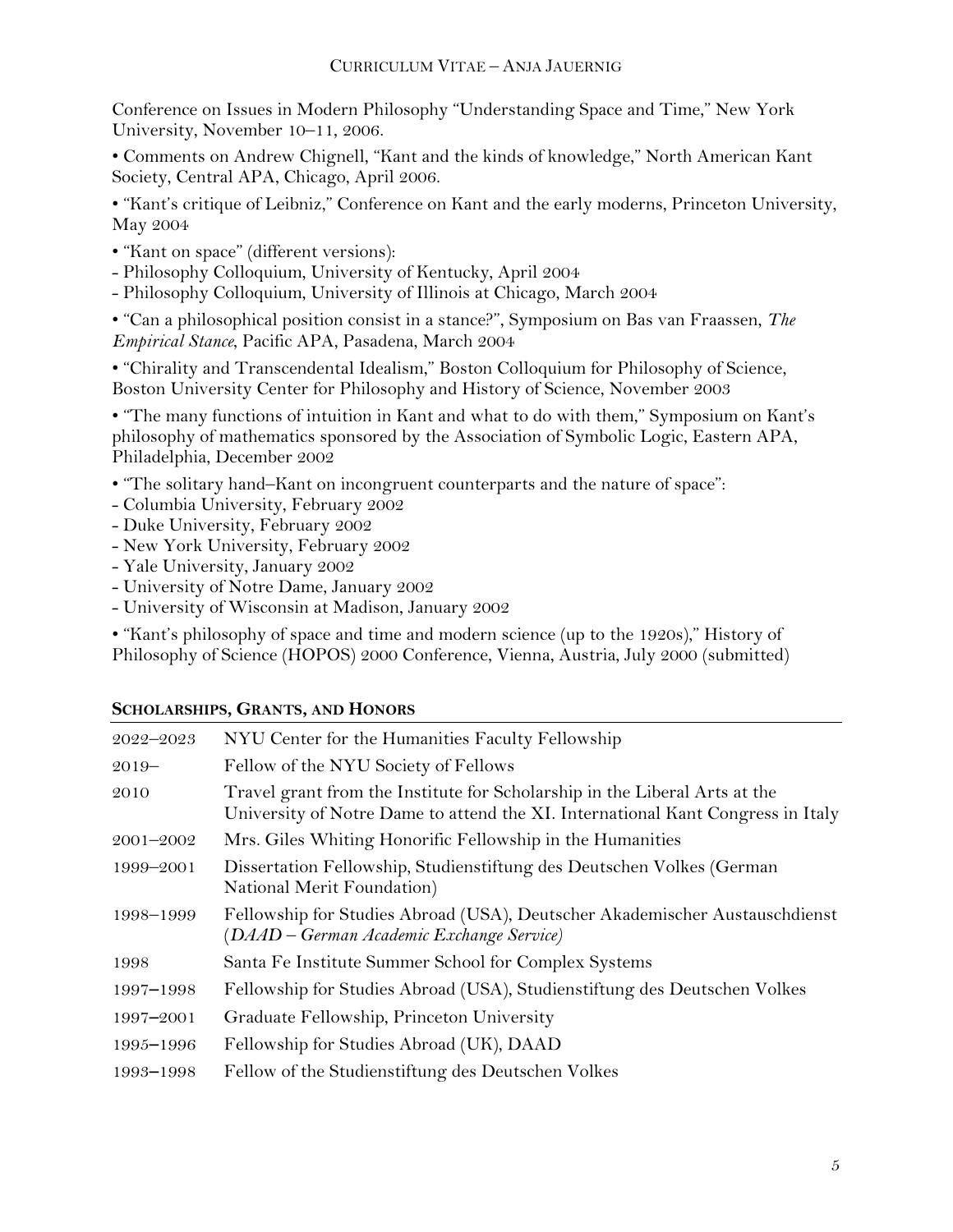Conference on Issues in Modern Philosophy "Understanding Space and Time," New York University, November 10–11, 2006.

• Comments on Andrew Chignell, "Kant and the kinds of knowledge," North American Kant Society, Central APA, Chicago, April 2006.

• "Kant's critique of Leibniz," Conference on Kant and the early moderns, Princeton University, May 2004

• "Kant on space" (different versions):
- Philosophy Colloquium, University of Kentucky, April 2004
- Philosophy Colloquium, University of Illinois at Chicago, March 2004

• "Can a philosophical position consist in a stance?", Symposium on Bas van Fraassen, *The Empirical Stance*, Pacific APA, Pasadena, March 2004

• "Chirality and Transcendental Idealism," Boston Colloquium for Philosophy of Science, Boston University Center for Philosophy and History of Science, November 2003

• "The many functions of intuition in Kant and what to do with them," Symposium on Kant's philosophy of mathematics sponsored by the Association of Symbolic Logic, Eastern APA, Philadelphia, December 2002

• "The solitary hand–Kant on incongruent counterparts and the nature of space":
- Columbia University, February 2002
- Duke University, February 2002
- New York University, February 2002
- Yale University, January 2002
- University of Notre Dame, January 2002
- University of Wisconsin at Madison, January 2002

• "Kant's philosophy of space and time and modern science (up to the 1920s)," History of Philosophy of Science (HOPOS) 2000 Conference, Vienna, Austria, July 2000 (submitted)

## Scholarships, Grants, and Honors

| | |
|---|---|
| 2022–2023 | NYU Center for the Humanities Faculty Fellowship |
| 2019– | Fellow of the NYU Society of Fellows |
| 2010 | Travel grant from the Institute for Scholarship in the Liberal Arts at the University of Notre Dame to attend the XI. International Kant Congress in Italy |
| 2001–2002 | Mrs. Giles Whiting Honorific Fellowship in the Humanities |
| 1999–2001 | Dissertation Fellowship, Studienstiftung des Deutschen Volkes (German National Merit Foundation) |
| 1998–1999 | Fellowship for Studies Abroad (USA), Deutscher Akademischer Austauschdienst (*DAAD – German Academic Exchange Service)* |
| 1998 | Santa Fe Institute Summer School for Complex Systems |
| 1997–1998 | Fellowship for Studies Abroad (USA), Studienstiftung des Deutschen Volkes |
| 1997–2001 | Graduate Fellowship, Princeton University |
| 1995–1996 | Fellowship for Studies Abroad (UK), DAAD |
| 1993–1998 | Fellow of the Studienstiftung des Deutschen Volkes |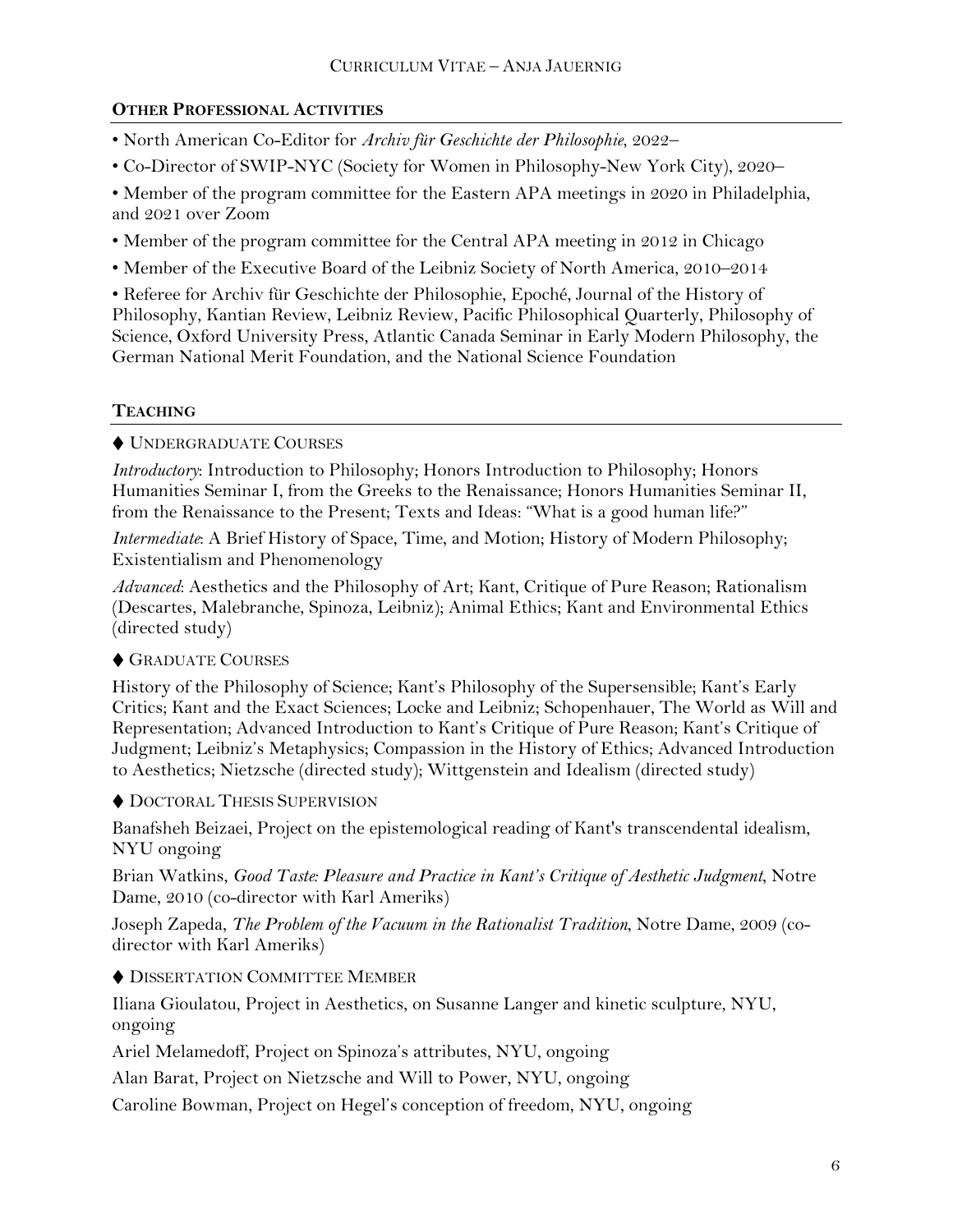## OTHER PROFESSIONAL ACTIVITIES

- North American Co-Editor for *Archiv für Geschichte der Philosophie*, 2022–
- Co-Director of SWIP-NYC (Society for Women in Philosophy-New York City), 2020–
- Member of the program committee for the Eastern APA meetings in 2020 in Philadelphia, and 2021 over Zoom
- Member of the program committee for the Central APA meeting in 2012 in Chicago
- Member of the Executive Board of the Leibniz Society of North America, 2010–2014
- Referee for Archiv für Geschichte der Philosophie, Epoché, Journal of the History of Philosophy, Kantian Review, Leibniz Review, Pacific Philosophical Quarterly, Philosophy of Science, Oxford University Press, Atlantic Canada Seminar in Early Modern Philosophy, the German National Merit Foundation, and the National Science Foundation

## TEACHING

### ♦ UNDERGRADUATE COURSES

*Introductory*: Introduction to Philosophy; Honors Introduction to Philosophy; Honors Humanities Seminar I, from the Greeks to the Renaissance; Honors Humanities Seminar II, from the Renaissance to the Present; Texts and Ideas: "What is a good human life?"

*Intermediate*: A Brief History of Space, Time, and Motion; History of Modern Philosophy; Existentialism and Phenomenology

*Advanced*: Aesthetics and the Philosophy of Art; Kant, Critique of Pure Reason; Rationalism (Descartes, Malebranche, Spinoza, Leibniz); Animal Ethics; Kant and Environmental Ethics (directed study)

### ♦ GRADUATE COURSES

History of the Philosophy of Science; Kant's Philosophy of the Supersensible; Kant's Early Critics; Kant and the Exact Sciences; Locke and Leibniz; Schopenhauer, The World as Will and Representation; Advanced Introduction to Kant's Critique of Pure Reason; Kant's Critique of Judgment; Leibniz's Metaphysics; Compassion in the History of Ethics; Advanced Introduction to Aesthetics; Nietzsche (directed study); Wittgenstein and Idealism (directed study)

### ♦ DOCTORAL THESIS SUPERVISION

Banafsheh Beizaei, Project on the epistemological reading of Kant's transcendental idealism, NYU ongoing

Brian Watkins, *Good Taste: Pleasure and Practice in Kant's Critique of Aesthetic Judgment*, Notre Dame, 2010 (co-director with Karl Ameriks)

Joseph Zapeda, *The Problem of the Vacuum in the Rationalist Tradition*, Notre Dame, 2009 (co-director with Karl Ameriks)

### ♦ DISSERTATION COMMITTEE MEMBER

Iliana Gioulatou, Project in Aesthetics, on Susanne Langer and kinetic sculpture, NYU, ongoing

Ariel Melamedoff, Project on Spinoza's attributes, NYU, ongoing

Alan Barat, Project on Nietzsche and Will to Power, NYU, ongoing

Caroline Bowman, Project on Hegel's conception of freedom, NYU, ongoing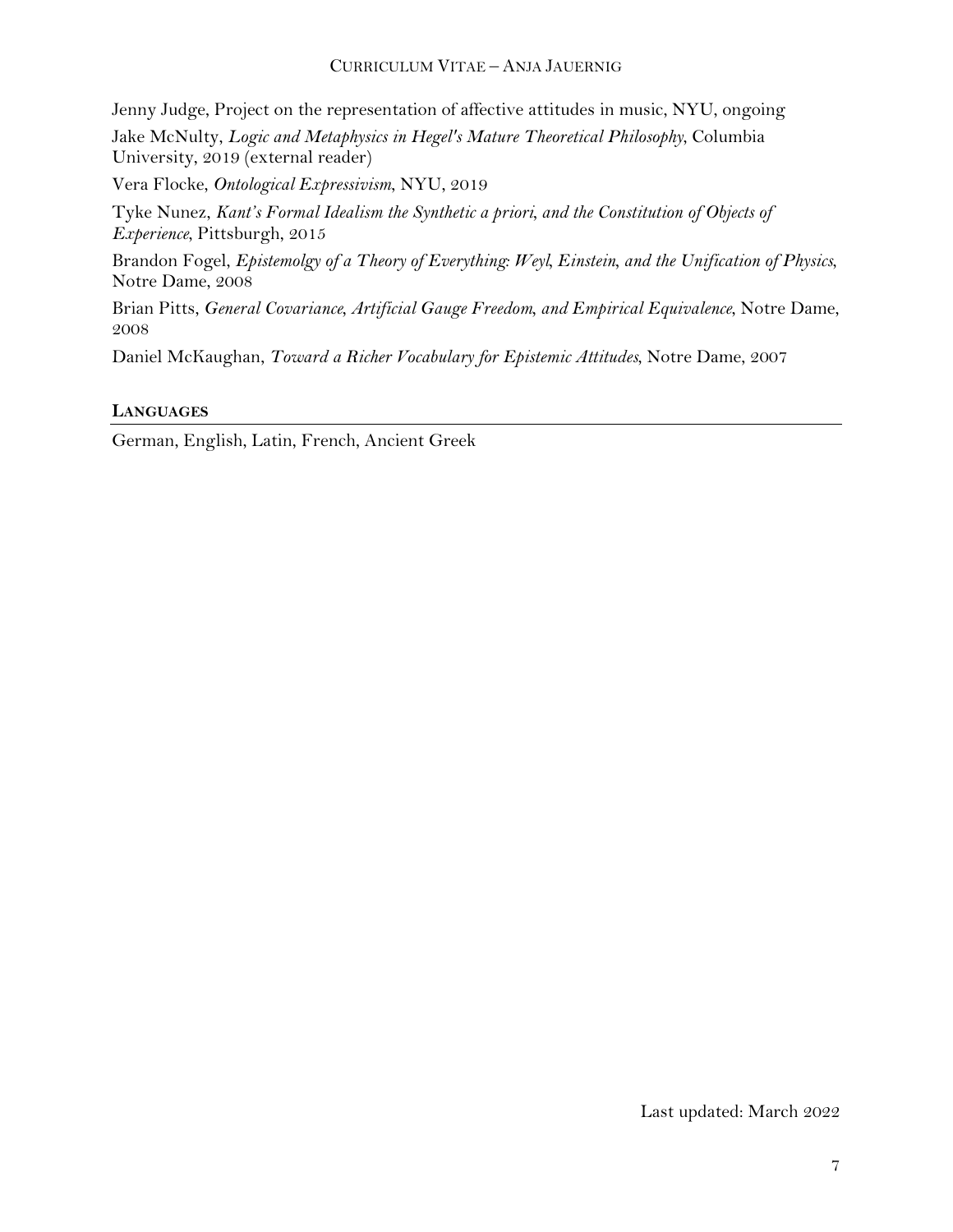Jenny Judge, Project on the representation of affective attitudes in music, NYU, ongoing

Jake McNulty, *Logic and Metaphysics in Hegel's Mature Theoretical Philosophy*, Columbia University, 2019 (external reader)

Vera Flocke, *Ontological Expressivism*, NYU, 2019

Tyke Nunez, *Kant's Formal Idealism the Synthetic a priori, and the Constitution of Objects of Experience*, Pittsburgh, 2015

Brandon Fogel, *Epistemolgy of a Theory of Everything: Weyl, Einstein, and the Unification of Physics*, Notre Dame, 2008

Brian Pitts, *General Covariance, Artificial Gauge Freedom, and Empirical Equivalence*, Notre Dame, 2008

Daniel McKaughan, *Toward a Richer Vocabulary for Epistemic Attitudes*, Notre Dame, 2007

## LANGUAGES

German, English, Latin, French, Ancient Greek

Last updated: March 2022